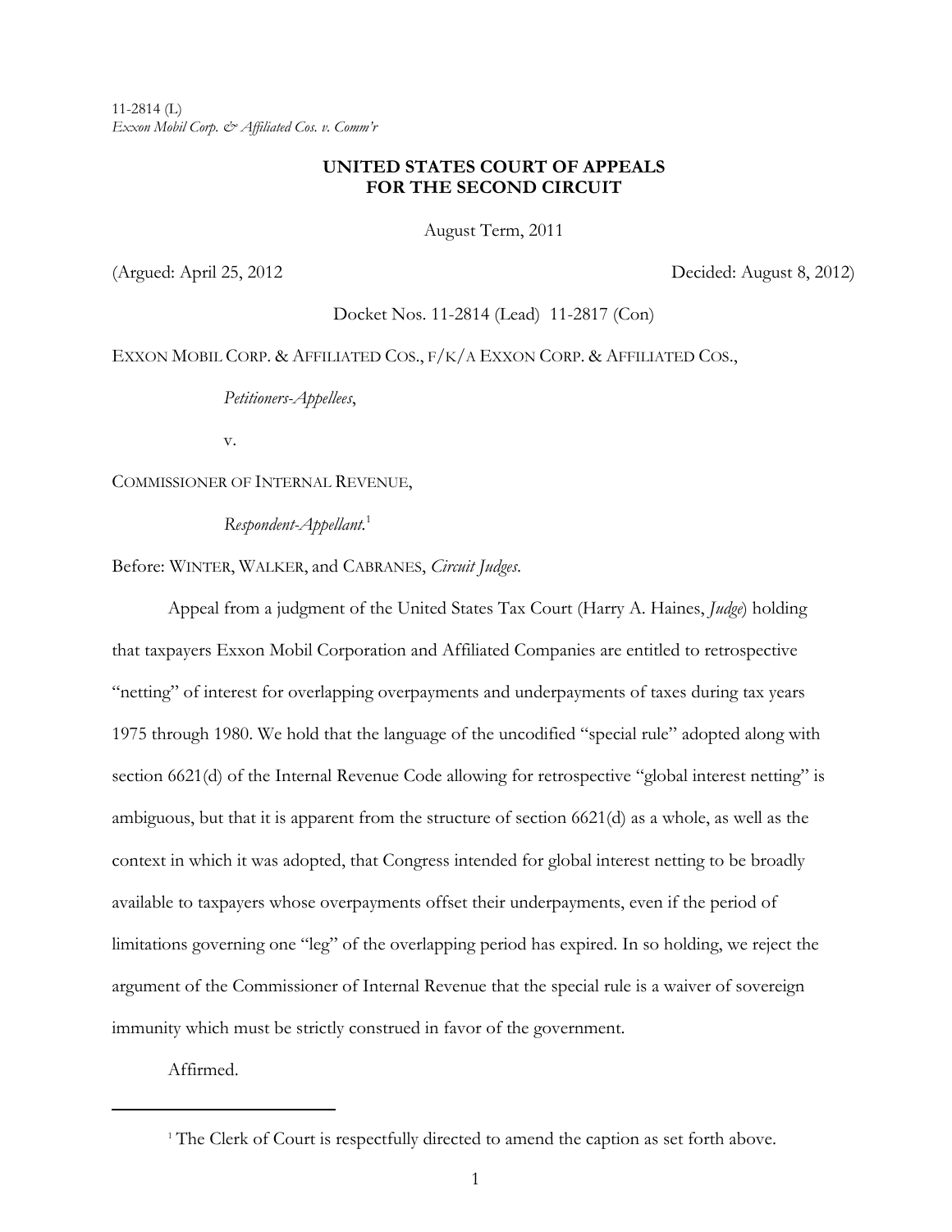11-2814 (L)
*Exxon Mobil Corp. & Affiliated Cos. v. Comm'r*

**UNITED STATES COURT OF APPEALS**
**FOR THE SECOND CIRCUIT**

August Term, 2011

(Argued: April 25, 2012 Decided: August 8, 2012)

Docket Nos. 11-2814 (Lead) 11-2817 (Con)

EXXON MOBIL CORP. & AFFILIATED COS., F/K/A EXXON CORP. & AFFILIATED COS.,

*Petitioners-Appellees*,

v.

COMMISSIONER OF INTERNAL REVENUE,

*Respondent-Appellant.*[1]

Before: WINTER, WALKER, and CABRANES, *Circuit Judges*.

Appeal from a judgment of the United States Tax Court (Harry A. Haines, *Judge*) holding that taxpayers Exxon Mobil Corporation and Affiliated Companies are entitled to retrospective "netting" of interest for overlapping overpayments and underpayments of taxes during tax years 1975 through 1980. We hold that the language of the uncodified "special rule" adopted along with section 6621(d) of the Internal Revenue Code allowing for retrospective "global interest netting" is ambiguous, but that it is apparent from the structure of section 6621(d) as a whole, as well as the context in which it was adopted, that Congress intended for global interest netting to be broadly available to taxpayers whose overpayments offset their underpayments, even if the period of limitations governing one "leg" of the overlapping period has expired. In so holding, we reject the argument of the Commissioner of Internal Revenue that the special rule is a waiver of sovereign immunity which must be strictly construed in favor of the government.

Affirmed.

[1] The Clerk of Court is respectfully directed to amend the caption as set forth above.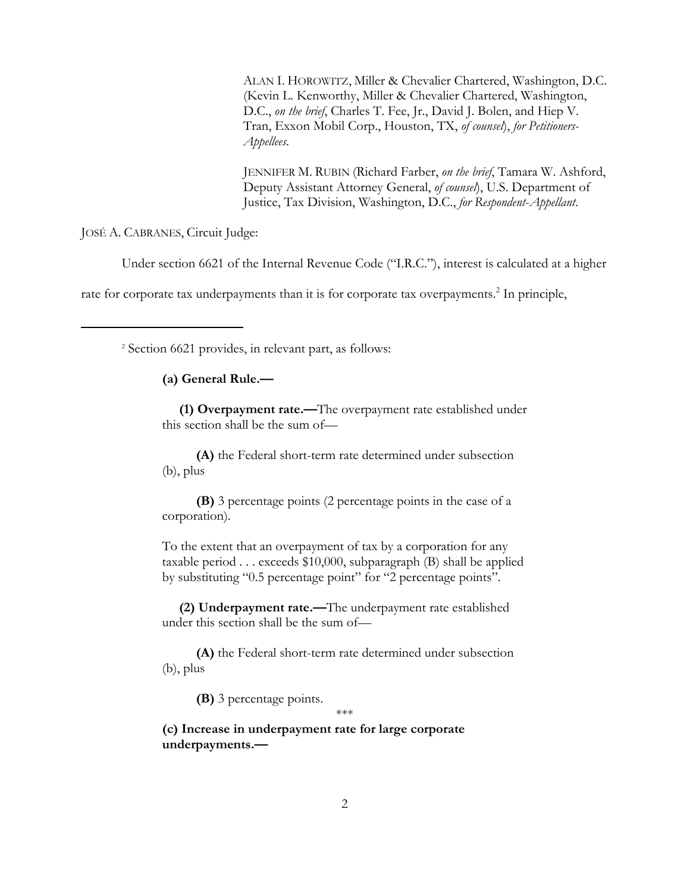ALAN I. HOROWITZ, Miller & Chevalier Chartered, Washington, D.C. (Kevin L. Kenworthy, Miller & Chevalier Chartered, Washington, D.C., *on the brief*, Charles T. Fee, Jr., David J. Bolen, and Hiep V. Tran, Exxon Mobil Corp., Houston, TX, *of counsel*), *for Petitioners-Appellees*.

JENNIFER M. RUBIN (Richard Farber, *on the brief*, Tamara W. Ashford, Deputy Assistant Attorney General, *of counsel*), U.S. Department of Justice, Tax Division, Washington, D.C., *for Respondent-Appellant*.

JOSÉ A. CABRANES, Circuit Judge:

Under section 6621 of the Internal Revenue Code ("I.R.C."), interest is calculated at a higher rate for corporate tax underpayments than it is for corporate tax overpayments.[2] In principle,

---

[2] Section 6621 provides, in relevant part, as follows:

> **(a) General Rule.—**
>
> **(1) Overpayment rate.—**The overpayment rate established under this section shall be the sum of—
>
> **(A)** the Federal short-term rate determined under subsection (b), plus
>
> **(B)** 3 percentage points (2 percentage points in the case of a corporation).
>
> To the extent that an overpayment of tax by a corporation for any taxable period . . . exceeds $10,000, subparagraph (B) shall be applied by substituting "0.5 percentage point" for "2 percentage points".
>
> **(2) Underpayment rate.—**The underpayment rate established under this section shall be the sum of—
>
> **(A)** the Federal short-term rate determined under subsection (b), plus
>
> **(B)** 3 percentage points.
>
> \*\*\*
>
> **(c) Increase in underpayment rate for large corporate underpayments.—**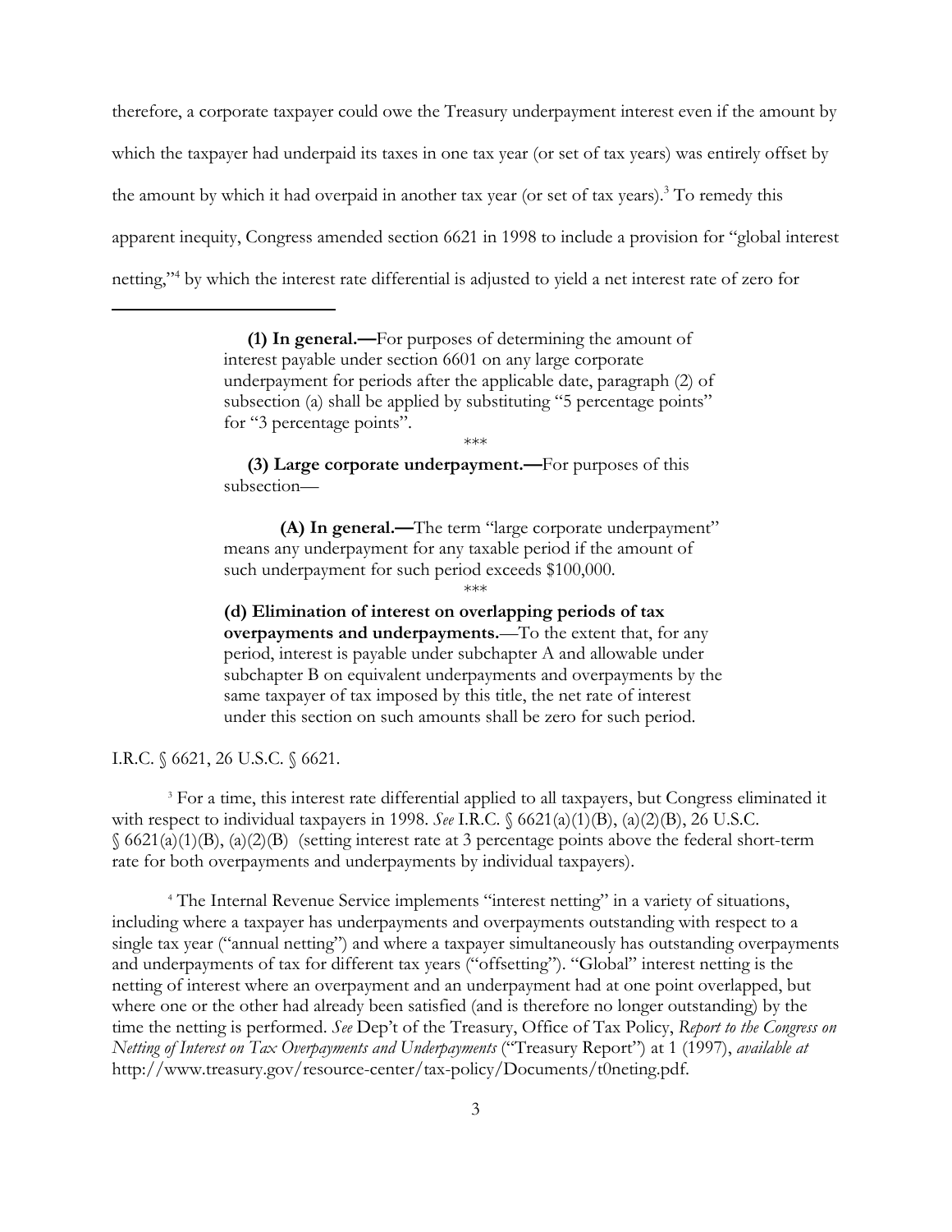therefore, a corporate taxpayer could owe the Treasury underpayment interest even if the amount by which the taxpayer had underpaid its taxes in one tax year (or set of tax years) was entirely offset by the amount by which it had overpaid in another tax year (or set of tax years).[3] To remedy this apparent inequity, Congress amended section 6621 in 1998 to include a provision for "global interest netting,"[4] by which the interest rate differential is adjusted to yield a net interest rate of zero for

---

> **(1) In general.—**For purposes of determining the amount of interest payable under section 6601 on any large corporate underpayment for periods after the applicable date, paragraph (2) of subsection (a) shall be applied by substituting "5 percentage points" for "3 percentage points".
>
> ***
>
> **(3) Large corporate underpayment.—**For purposes of this subsection—
>
> **(A) In general.—**The term "large corporate underpayment" means any underpayment for any taxable period if the amount of such underpayment for such period exceeds $100,000.
>
> ***
>
> **(d) Elimination of interest on overlapping periods of tax overpayments and underpayments.**—To the extent that, for any period, interest is payable under subchapter A and allowable under subchapter B on equivalent underpayments and overpayments by the same taxpayer of tax imposed by this title, the net rate of interest under this section on such amounts shall be zero for such period.

I.R.C. § 6621, 26 U.S.C. § 6621.

[3] For a time, this interest rate differential applied to all taxpayers, but Congress eliminated it with respect to individual taxpayers in 1998. *See* I.R.C. § 6621(a)(1)(B), (a)(2)(B), 26 U.S.C. § 6621(a)(1)(B), (a)(2)(B) (setting interest rate at 3 percentage points above the federal short-term rate for both overpayments and underpayments by individual taxpayers).

[4] The Internal Revenue Service implements "interest netting" in a variety of situations, including where a taxpayer has underpayments and overpayments outstanding with respect to a single tax year ("annual netting") and where a taxpayer simultaneously has outstanding overpayments and underpayments of tax for different tax years ("offsetting"). "Global" interest netting is the netting of interest where an overpayment and an underpayment had at one point overlapped, but where one or the other had already been satisfied (and is therefore no longer outstanding) by the time the netting is performed. *See* Dep't of the Treasury, Office of Tax Policy, *Report to the Congress on Netting of Interest on Tax Overpayments and Underpayments* ("Treasury Report") at 1 (1997), *available at* http://www.treasury.gov/resource-center/tax-policy/Documents/t0neting.pdf.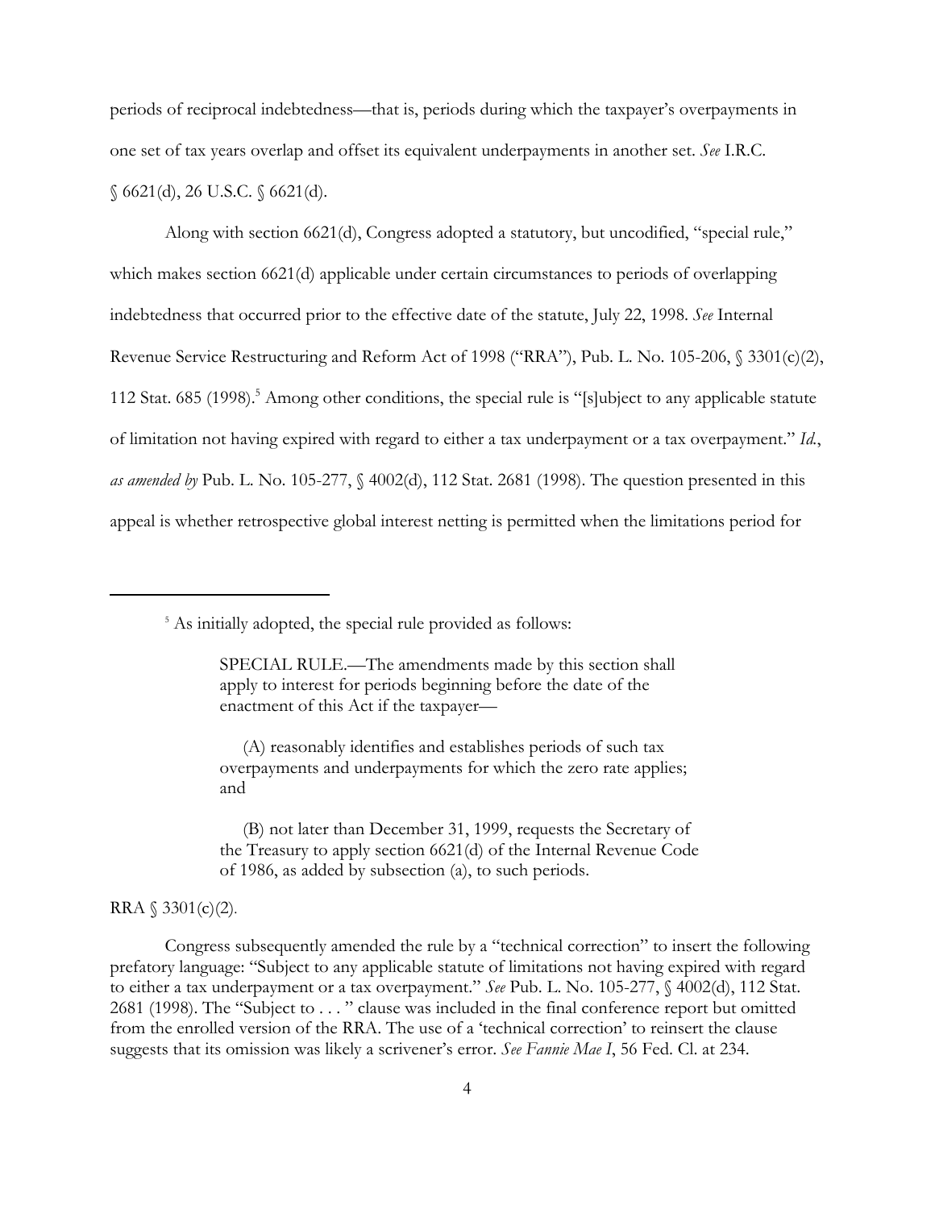periods of reciprocal indebtedness—that is, periods during which the taxpayer's overpayments in one set of tax years overlap and offset its equivalent underpayments in another set. *See* I.R.C. § 6621(d), 26 U.S.C. § 6621(d).

Along with section 6621(d), Congress adopted a statutory, but uncodified, "special rule," which makes section 6621(d) applicable under certain circumstances to periods of overlapping indebtedness that occurred prior to the effective date of the statute, July 22, 1998. *See* Internal Revenue Service Restructuring and Reform Act of 1998 ("RRA"), Pub. L. No. 105-206, § 3301(c)(2), 112 Stat. 685 (1998).[5] Among other conditions, the special rule is "[s]ubject to any applicable statute of limitation not having expired with regard to either a tax underpayment or a tax overpayment." *Id.*, *as amended by* Pub. L. No. 105-277, § 4002(d), 112 Stat. 2681 (1998). The question presented in this appeal is whether retrospective global interest netting is permitted when the limitations period for

---

[5] As initially adopted, the special rule provided as follows:

> SPECIAL RULE.—The amendments made by this section shall apply to interest for periods beginning before the date of the enactment of this Act if the taxpayer—
>
> (A) reasonably identifies and establishes periods of such tax overpayments and underpayments for which the zero rate applies; and
>
> (B) not later than December 31, 1999, requests the Secretary of the Treasury to apply section 6621(d) of the Internal Revenue Code of 1986, as added by subsection (a), to such periods.

RRA § 3301(c)(2).

Congress subsequently amended the rule by a "technical correction" to insert the following prefatory language: "Subject to any applicable statute of limitations not having expired with regard to either a tax underpayment or a tax overpayment." *See* Pub. L. No. 105-277, § 4002(d), 112 Stat. 2681 (1998). The "Subject to . . . " clause was included in the final conference report but omitted from the enrolled version of the RRA. The use of a 'technical correction' to reinsert the clause suggests that its omission was likely a scrivener's error. *See Fannie Mae I*, 56 Fed. Cl. at 234.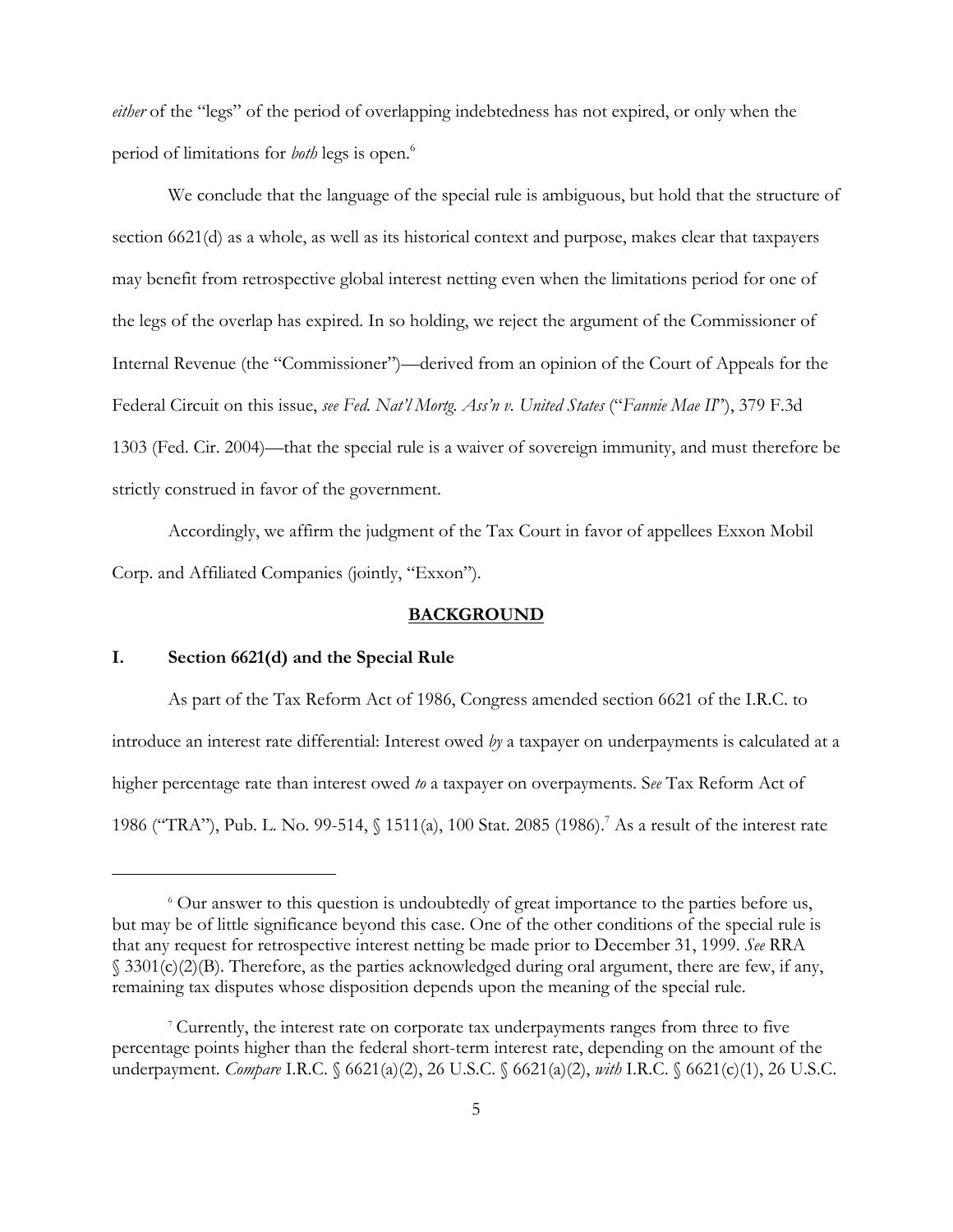*either* of the "legs" of the period of overlapping indebtedness has not expired, or only when the period of limitations for *both* legs is open.[6]

We conclude that the language of the special rule is ambiguous, but hold that the structure of section 6621(d) as a whole, as well as its historical context and purpose, makes clear that taxpayers may benefit from retrospective global interest netting even when the limitations period for one of the legs of the overlap has expired. In so holding, we reject the argument of the Commissioner of Internal Revenue (the "Commissioner")—derived from an opinion of the Court of Appeals for the Federal Circuit on this issue, *see Fed. Nat'l Mortg. Ass'n v. United States* ("*Fannie Mae II*"), 379 F.3d 1303 (Fed. Cir. 2004)—that the special rule is a waiver of sovereign immunity, and must therefore be strictly construed in favor of the government.

Accordingly, we affirm the judgment of the Tax Court in favor of appellees Exxon Mobil Corp. and Affiliated Companies (jointly, "Exxon").

## BACKGROUND

### I. Section 6621(d) and the Special Rule

As part of the Tax Reform Act of 1986, Congress amended section 6621 of the I.R.C. to introduce an interest rate differential: Interest owed *by* a taxpayer on underpayments is calculated at a higher percentage rate than interest owed *to* a taxpayer on overpayments. S*ee* Tax Reform Act of 1986 ("TRA"), Pub. L. No. 99-514, § 1511(a), 100 Stat. 2085 (1986).[7] As a result of the interest rate

---

[6] Our answer to this question is undoubtedly of great importance to the parties before us, but may be of little significance beyond this case. One of the other conditions of the special rule is that any request for retrospective interest netting be made prior to December 31, 1999. *See* RRA § 3301(c)(2)(B). Therefore, as the parties acknowledged during oral argument, there are few, if any, remaining tax disputes whose disposition depends upon the meaning of the special rule.

[7] Currently, the interest rate on corporate tax underpayments ranges from three to five percentage points higher than the federal short-term interest rate, depending on the amount of the underpayment. *Compare* I.R.C. § 6621(a)(2), 26 U.S.C. § 6621(a)(2), *with* I.R.C. § 6621(c)(1), 26 U.S.C.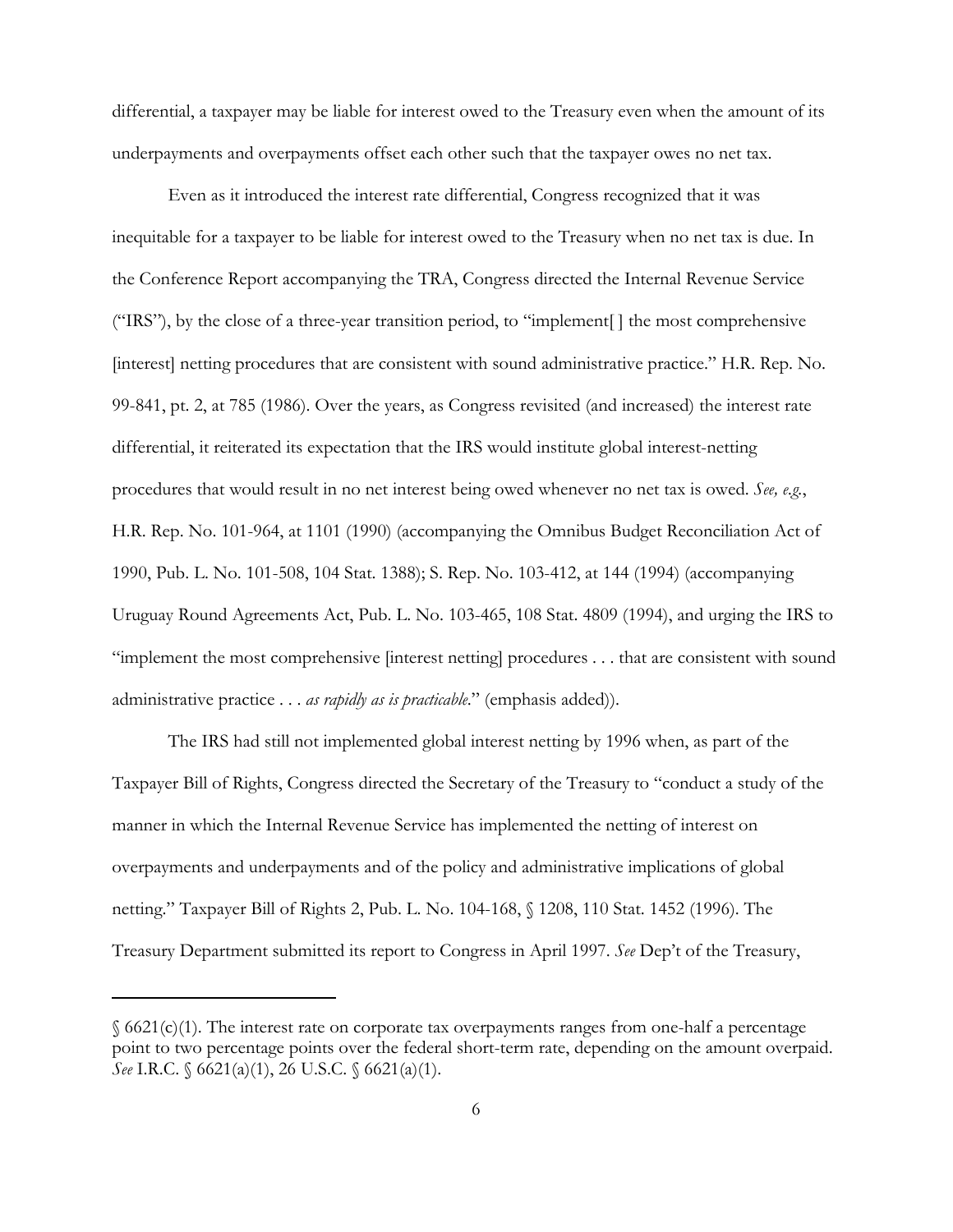differential, a taxpayer may be liable for interest owed to the Treasury even when the amount of its underpayments and overpayments offset each other such that the taxpayer owes no net tax.

Even as it introduced the interest rate differential, Congress recognized that it was inequitable for a taxpayer to be liable for interest owed to the Treasury when no net tax is due. In the Conference Report accompanying the TRA, Congress directed the Internal Revenue Service ("IRS"), by the close of a three-year transition period, to "implement[ ] the most comprehensive [interest] netting procedures that are consistent with sound administrative practice." H.R. Rep. No. 99-841, pt. 2, at 785 (1986). Over the years, as Congress revisited (and increased) the interest rate differential, it reiterated its expectation that the IRS would institute global interest-netting procedures that would result in no net interest being owed whenever no net tax is owed. *See, e.g.*, H.R. Rep. No. 101-964, at 1101 (1990) (accompanying the Omnibus Budget Reconciliation Act of 1990, Pub. L. No. 101-508, 104 Stat. 1388); S. Rep. No. 103-412, at 144 (1994) (accompanying Uruguay Round Agreements Act, Pub. L. No. 103-465, 108 Stat. 4809 (1994), and urging the IRS to "implement the most comprehensive [interest netting] procedures . . . that are consistent with sound administrative practice . . . *as rapidly as is practicable*." (emphasis added)).

The IRS had still not implemented global interest netting by 1996 when, as part of the Taxpayer Bill of Rights, Congress directed the Secretary of the Treasury to "conduct a study of the manner in which the Internal Revenue Service has implemented the netting of interest on overpayments and underpayments and of the policy and administrative implications of global netting." Taxpayer Bill of Rights 2, Pub. L. No. 104-168, § 1208, 110 Stat. 1452 (1996). The Treasury Department submitted its report to Congress in April 1997. *See* Dep't of the Treasury,

---

§ 6621(c)(1). The interest rate on corporate tax overpayments ranges from one-half a percentage point to two percentage points over the federal short-term rate, depending on the amount overpaid. *See* I.R.C. § 6621(a)(1), 26 U.S.C. § 6621(a)(1).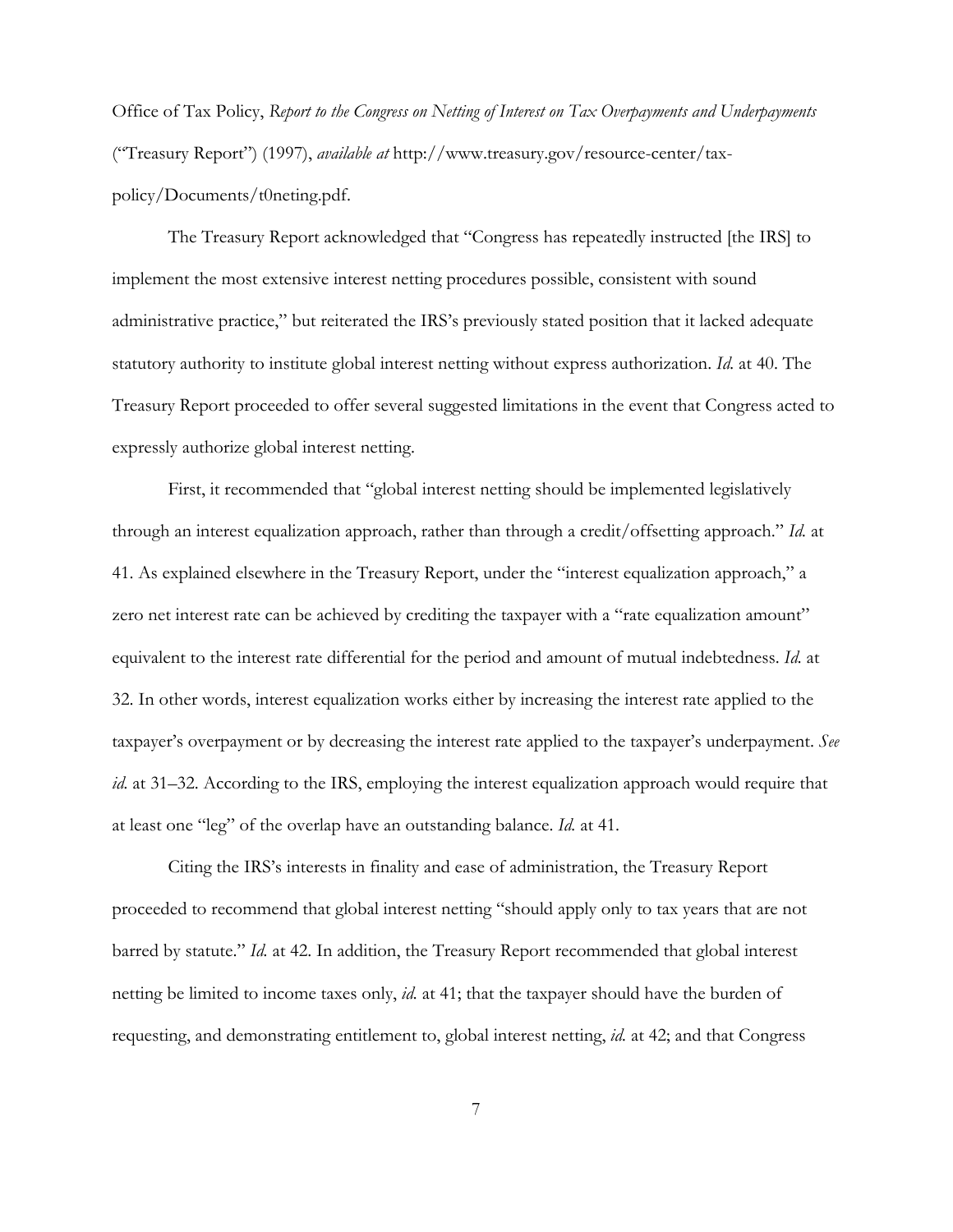Office of Tax Policy, *Report to the Congress on Netting of Interest on Tax Overpayments and Underpayments* ("Treasury Report") (1997), *available at* http://www.treasury.gov/resource-center/tax-policy/Documents/t0neting.pdf.

The Treasury Report acknowledged that "Congress has repeatedly instructed [the IRS] to implement the most extensive interest netting procedures possible, consistent with sound administrative practice," but reiterated the IRS's previously stated position that it lacked adequate statutory authority to institute global interest netting without express authorization. *Id.* at 40. The Treasury Report proceeded to offer several suggested limitations in the event that Congress acted to expressly authorize global interest netting.

First, it recommended that "global interest netting should be implemented legislatively through an interest equalization approach, rather than through a credit/offsetting approach." *Id.* at 41. As explained elsewhere in the Treasury Report, under the "interest equalization approach," a zero net interest rate can be achieved by crediting the taxpayer with a "rate equalization amount" equivalent to the interest rate differential for the period and amount of mutual indebtedness. *Id.* at 32. In other words, interest equalization works either by increasing the interest rate applied to the taxpayer's overpayment or by decreasing the interest rate applied to the taxpayer's underpayment. *See id.* at 31–32. According to the IRS, employing the interest equalization approach would require that at least one "leg" of the overlap have an outstanding balance. *Id.* at 41.

Citing the IRS's interests in finality and ease of administration, the Treasury Report proceeded to recommend that global interest netting "should apply only to tax years that are not barred by statute." *Id.* at 42. In addition, the Treasury Report recommended that global interest netting be limited to income taxes only, *id.* at 41; that the taxpayer should have the burden of requesting, and demonstrating entitlement to, global interest netting, *id.* at 42; and that Congress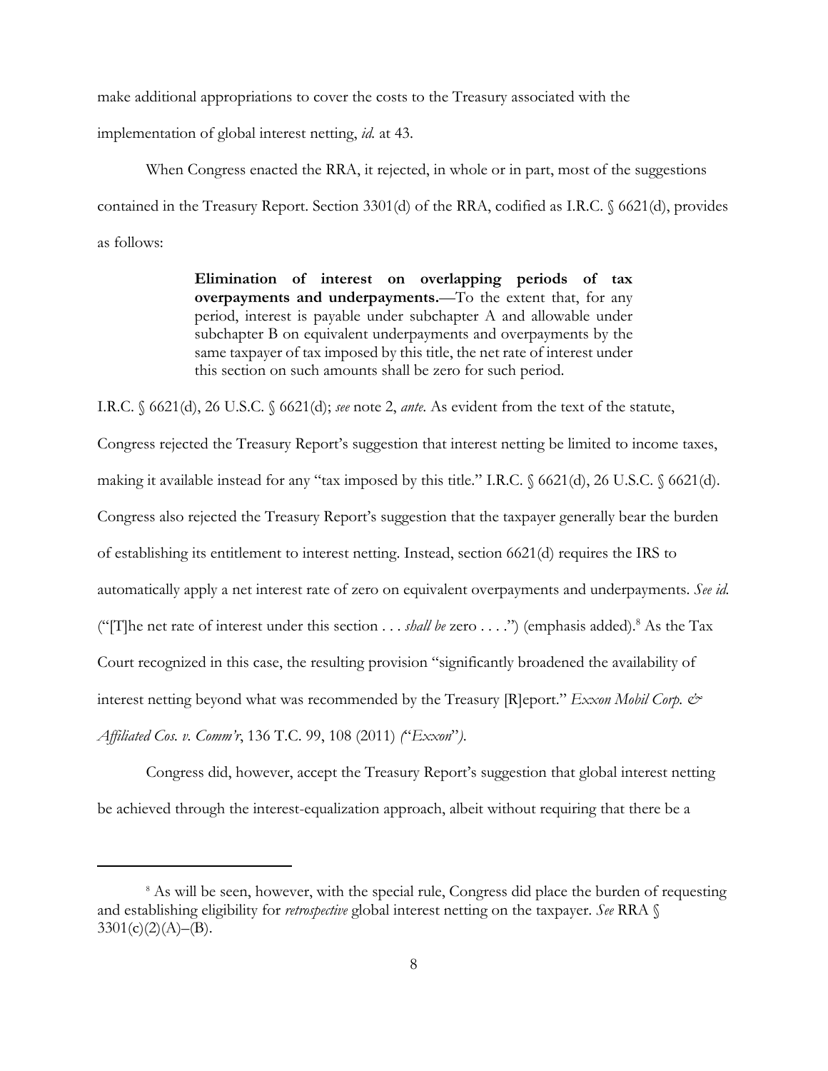make additional appropriations to cover the costs to the Treasury associated with the implementation of global interest netting, *id.* at 43.

When Congress enacted the RRA, it rejected, in whole or in part, most of the suggestions contained in the Treasury Report. Section 3301(d) of the RRA, codified as I.R.C. § 6621(d), provides as follows:

> **Elimination of interest on overlapping periods of tax overpayments and underpayments.**—To the extent that, for any period, interest is payable under subchapter A and allowable under subchapter B on equivalent underpayments and overpayments by the same taxpayer of tax imposed by this title, the net rate of interest under this section on such amounts shall be zero for such period.

I.R.C. § 6621(d), 26 U.S.C. § 6621(d); *see* note 2, *ante*. As evident from the text of the statute, Congress rejected the Treasury Report's suggestion that interest netting be limited to income taxes, making it available instead for any "tax imposed by this title." I.R.C. § 6621(d), 26 U.S.C. § 6621(d). Congress also rejected the Treasury Report's suggestion that the taxpayer generally bear the burden of establishing its entitlement to interest netting. Instead, section 6621(d) requires the IRS to automatically apply a net interest rate of zero on equivalent overpayments and underpayments. *See id.* ("[T]he net rate of interest under this section . . . *shall be* zero . . . .") (emphasis added).[8] As the Tax Court recognized in this case, the resulting provision "significantly broadened the availability of interest netting beyond what was recommended by the Treasury [R]eport." *Exxon Mobil Corp. & Affiliated Cos. v. Comm'r*, 136 T.C. 99, 108 (2011) ("*Exxon*").

Congress did, however, accept the Treasury Report's suggestion that global interest netting be achieved through the interest-equalization approach, albeit without requiring that there be a

[8] As will be seen, however, with the special rule, Congress did place the burden of requesting and establishing eligibility for *retrospective* global interest netting on the taxpayer. *See* RRA § 3301(c)(2)(A)–(B).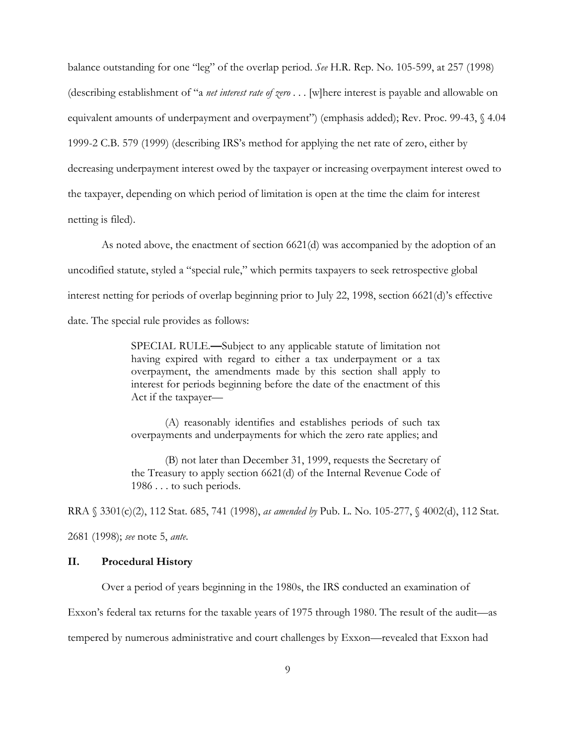balance outstanding for one "leg" of the overlap period. *See* H.R. Rep. No. 105-599, at 257 (1998) (describing establishment of "a *net interest rate of zero* . . . [w]here interest is payable and allowable on equivalent amounts of underpayment and overpayment") (emphasis added); Rev. Proc. 99-43, § 4.04 1999-2 C.B. 579 (1999) (describing IRS's method for applying the net rate of zero, either by decreasing underpayment interest owed by the taxpayer or increasing overpayment interest owed to the taxpayer, depending on which period of limitation is open at the time the claim for interest netting is filed).

As noted above, the enactment of section 6621(d) was accompanied by the adoption of an uncodified statute, styled a "special rule," which permits taxpayers to seek retrospective global interest netting for periods of overlap beginning prior to July 22, 1998, section 6621(d)'s effective date. The special rule provides as follows:

> SPECIAL RULE.—Subject to any applicable statute of limitation not having expired with regard to either a tax underpayment or a tax overpayment, the amendments made by this section shall apply to interest for periods beginning before the date of the enactment of this Act if the taxpayer—
>
> (A) reasonably identifies and establishes periods of such tax overpayments and underpayments for which the zero rate applies; and
>
> (B) not later than December 31, 1999, requests the Secretary of the Treasury to apply section 6621(d) of the Internal Revenue Code of 1986 . . . to such periods.

RRA § 3301(c)(2), 112 Stat. 685, 741 (1998), *as amended by* Pub. L. No. 105-277, § 4002(d), 112 Stat. 2681 (1998); *see* note 5, *ante*.

## II. Procedural History

Over a period of years beginning in the 1980s, the IRS conducted an examination of Exxon's federal tax returns for the taxable years of 1975 through 1980. The result of the audit—as tempered by numerous administrative and court challenges by Exxon—revealed that Exxon had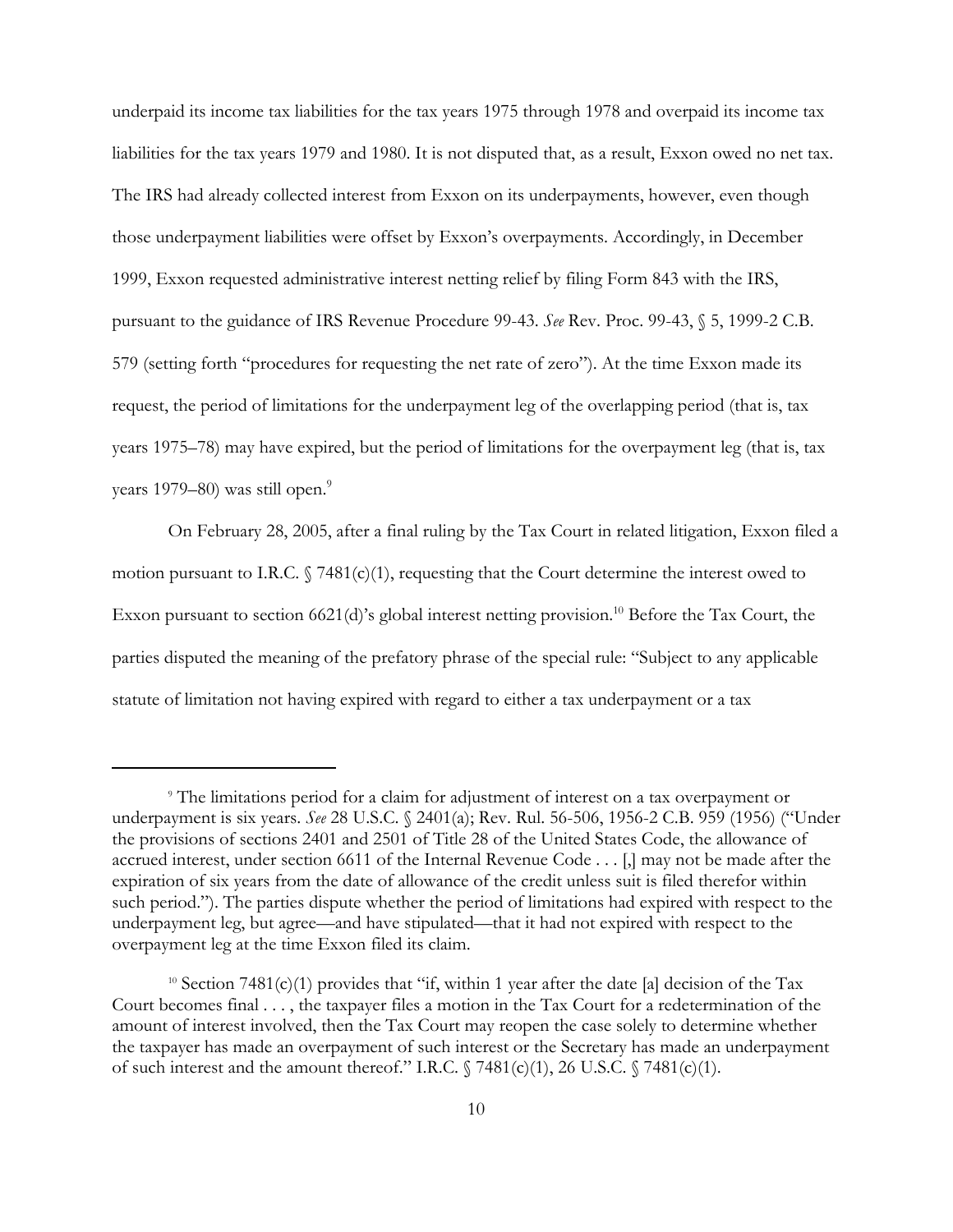underpaid its income tax liabilities for the tax years 1975 through 1978 and overpaid its income tax liabilities for the tax years 1979 and 1980. It is not disputed that, as a result, Exxon owed no net tax. The IRS had already collected interest from Exxon on its underpayments, however, even though those underpayment liabilities were offset by Exxon's overpayments. Accordingly, in December 1999, Exxon requested administrative interest netting relief by filing Form 843 with the IRS, pursuant to the guidance of IRS Revenue Procedure 99-43. *See* Rev. Proc. 99-43, § 5, 1999-2 C.B. 579 (setting forth "procedures for requesting the net rate of zero"). At the time Exxon made its request, the period of limitations for the underpayment leg of the overlapping period (that is, tax years 1975–78) may have expired, but the period of limitations for the overpayment leg (that is, tax years 1979–80) was still open.[9]

On February 28, 2005, after a final ruling by the Tax Court in related litigation, Exxon filed a motion pursuant to I.R.C. § 7481(c)(1), requesting that the Court determine the interest owed to Exxon pursuant to section 6621(d)'s global interest netting provision.[10] Before the Tax Court, the parties disputed the meaning of the prefatory phrase of the special rule: "Subject to any applicable statute of limitation not having expired with regard to either a tax underpayment or a tax

---

[9] The limitations period for a claim for adjustment of interest on a tax overpayment or underpayment is six years. *See* 28 U.S.C. § 2401(a); Rev. Rul. 56-506, 1956-2 C.B. 959 (1956) ("Under the provisions of sections 2401 and 2501 of Title 28 of the United States Code, the allowance of accrued interest, under section 6611 of the Internal Revenue Code . . . [,] may not be made after the expiration of six years from the date of allowance of the credit unless suit is filed therefor within such period."). The parties dispute whether the period of limitations had expired with respect to the underpayment leg, but agree—and have stipulated—that it had not expired with respect to the overpayment leg at the time Exxon filed its claim.

[10] Section 7481(c)(1) provides that "if, within 1 year after the date [a] decision of the Tax Court becomes final . . . , the taxpayer files a motion in the Tax Court for a redetermination of the amount of interest involved, then the Tax Court may reopen the case solely to determine whether the taxpayer has made an overpayment of such interest or the Secretary has made an underpayment of such interest and the amount thereof." I.R.C. § 7481(c)(1), 26 U.S.C. § 7481(c)(1).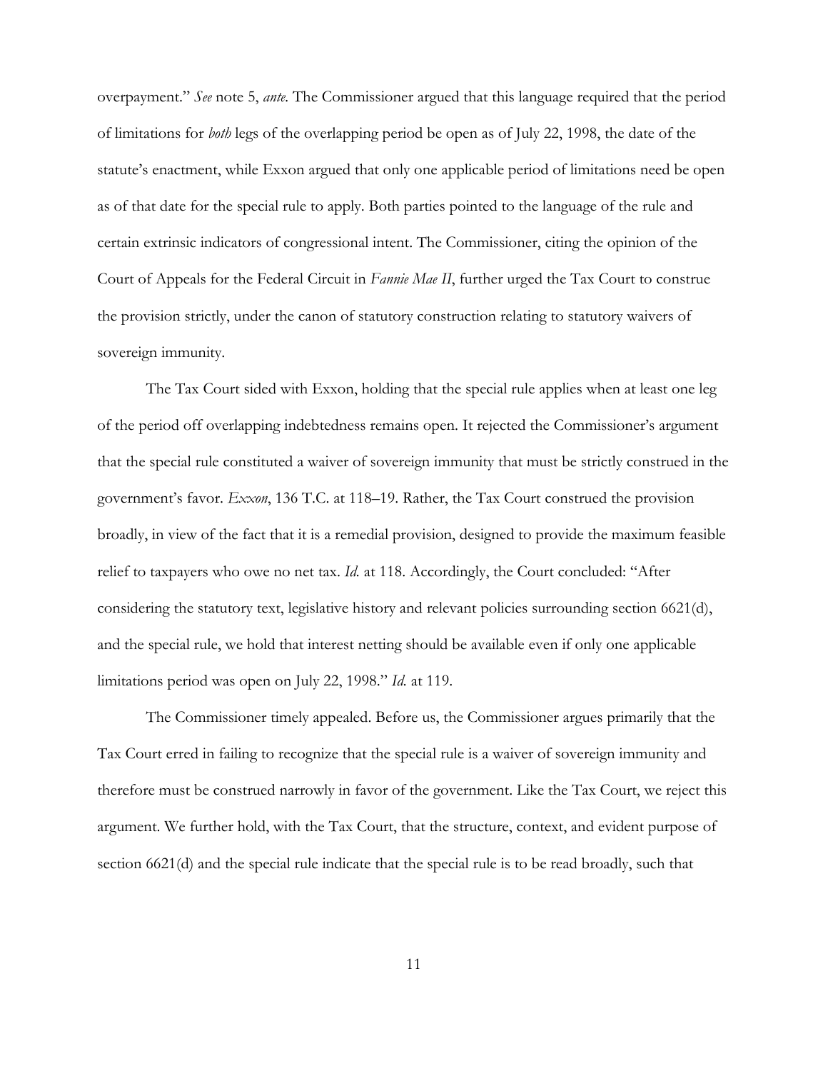overpayment." *See* note 5, *ante*. The Commissioner argued that this language required that the period of limitations for *both* legs of the overlapping period be open as of July 22, 1998, the date of the statute's enactment, while Exxon argued that only one applicable period of limitations need be open as of that date for the special rule to apply. Both parties pointed to the language of the rule and certain extrinsic indicators of congressional intent. The Commissioner, citing the opinion of the Court of Appeals for the Federal Circuit in *Fannie Mae II*, further urged the Tax Court to construe the provision strictly, under the canon of statutory construction relating to statutory waivers of sovereign immunity.

The Tax Court sided with Exxon, holding that the special rule applies when at least one leg of the period off overlapping indebtedness remains open. It rejected the Commissioner's argument that the special rule constituted a waiver of sovereign immunity that must be strictly construed in the government's favor. *Exxon*, 136 T.C. at 118–19. Rather, the Tax Court construed the provision broadly, in view of the fact that it is a remedial provision, designed to provide the maximum feasible relief to taxpayers who owe no net tax. *Id.* at 118. Accordingly, the Court concluded: "After considering the statutory text, legislative history and relevant policies surrounding section 6621(d), and the special rule, we hold that interest netting should be available even if only one applicable limitations period was open on July 22, 1998." *Id.* at 119.

The Commissioner timely appealed. Before us, the Commissioner argues primarily that the Tax Court erred in failing to recognize that the special rule is a waiver of sovereign immunity and therefore must be construed narrowly in favor of the government. Like the Tax Court, we reject this argument. We further hold, with the Tax Court, that the structure, context, and evident purpose of section 6621(d) and the special rule indicate that the special rule is to be read broadly, such that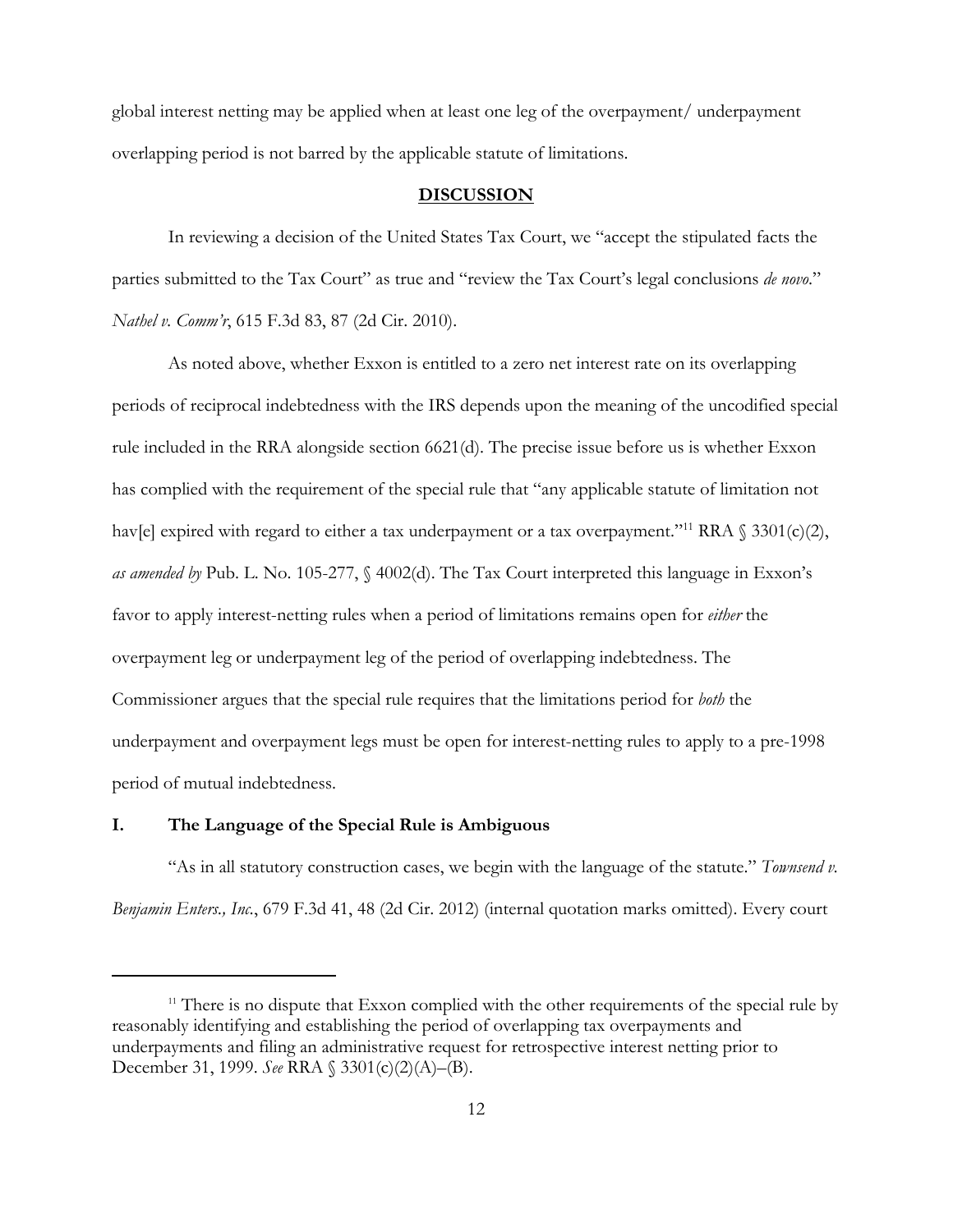global interest netting may be applied when at least one leg of the overpayment/ underpayment overlapping period is not barred by the applicable statute of limitations.

## DISCUSSION

In reviewing a decision of the United States Tax Court, we "accept the stipulated facts the parties submitted to the Tax Court" as true and "review the Tax Court's legal conclusions *de novo*." *Nathel v. Comm'r*, 615 F.3d 83, 87 (2d Cir. 2010).

As noted above, whether Exxon is entitled to a zero net interest rate on its overlapping periods of reciprocal indebtedness with the IRS depends upon the meaning of the uncodified special rule included in the RRA alongside section 6621(d). The precise issue before us is whether Exxon has complied with the requirement of the special rule that "any applicable statute of limitation not hav[e] expired with regard to either a tax underpayment or a tax overpayment."[11] RRA § 3301(c)(2), *as amended by* Pub. L. No. 105-277, § 4002(d). The Tax Court interpreted this language in Exxon's favor to apply interest-netting rules when a period of limitations remains open for *either* the overpayment leg or underpayment leg of the period of overlapping indebtedness. The Commissioner argues that the special rule requires that the limitations period for *both* the underpayment and overpayment legs must be open for interest-netting rules to apply to a pre-1998 period of mutual indebtedness.

### I. The Language of the Special Rule is Ambiguous

"As in all statutory construction cases, we begin with the language of the statute." *Townsend v. Benjamin Enters., Inc.*, 679 F.3d 41, 48 (2d Cir. 2012) (internal quotation marks omitted). Every court

---

[11] There is no dispute that Exxon complied with the other requirements of the special rule by reasonably identifying and establishing the period of overlapping tax overpayments and underpayments and filing an administrative request for retrospective interest netting prior to December 31, 1999. *See* RRA § 3301(c)(2)(A)–(B).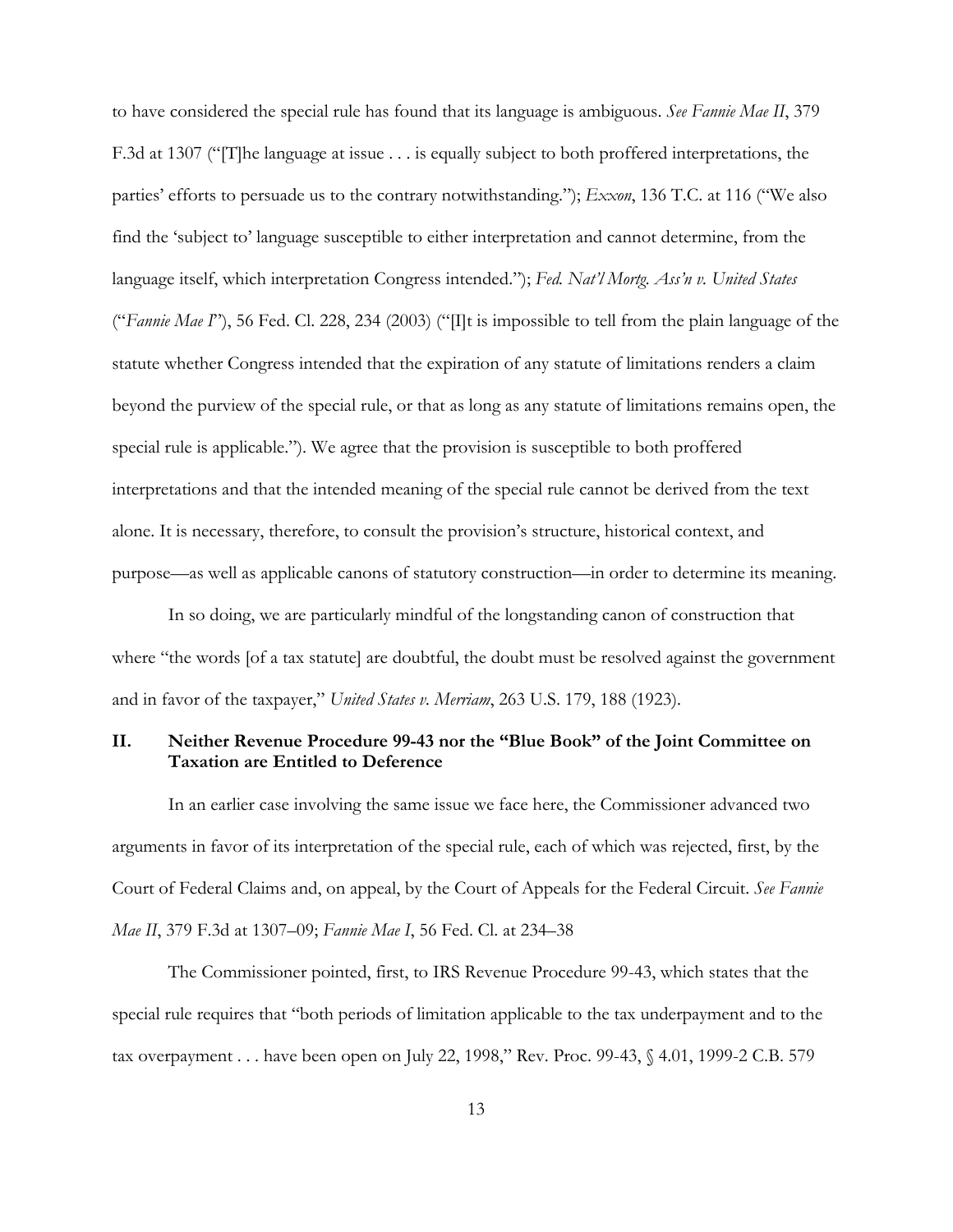to have considered the special rule has found that its language is ambiguous. *See Fannie Mae II*, 379 F.3d at 1307 ("[T]he language at issue . . . is equally subject to both proffered interpretations, the parties' efforts to persuade us to the contrary notwithstanding."); *Exxon*, 136 T.C. at 116 ("We also find the 'subject to' language susceptible to either interpretation and cannot determine, from the language itself, which interpretation Congress intended."); *Fed. Nat'l Mortg. Ass'n v. United States* ("*Fannie Mae I*"), 56 Fed. Cl. 228, 234 (2003) ("[I]t is impossible to tell from the plain language of the statute whether Congress intended that the expiration of any statute of limitations renders a claim beyond the purview of the special rule, or that as long as any statute of limitations remains open, the special rule is applicable."). We agree that the provision is susceptible to both proffered interpretations and that the intended meaning of the special rule cannot be derived from the text alone. It is necessary, therefore, to consult the provision's structure, historical context, and purpose—as well as applicable canons of statutory construction—in order to determine its meaning.

In so doing, we are particularly mindful of the longstanding canon of construction that where "the words [of a tax statute] are doubtful, the doubt must be resolved against the government and in favor of the taxpayer," *United States v. Merriam*, 263 U.S. 179, 188 (1923).

## II. Neither Revenue Procedure 99-43 nor the "Blue Book" of the Joint Committee on Taxation are Entitled to Deference

In an earlier case involving the same issue we face here, the Commissioner advanced two arguments in favor of its interpretation of the special rule, each of which was rejected, first, by the Court of Federal Claims and, on appeal, by the Court of Appeals for the Federal Circuit. *See Fannie Mae II*, 379 F.3d at 1307–09; *Fannie Mae I*, 56 Fed. Cl. at 234–38

The Commissioner pointed, first, to IRS Revenue Procedure 99-43, which states that the special rule requires that "both periods of limitation applicable to the tax underpayment and to the tax overpayment . . . have been open on July 22, 1998," Rev. Proc. 99-43, § 4.01, 1999-2 C.B. 579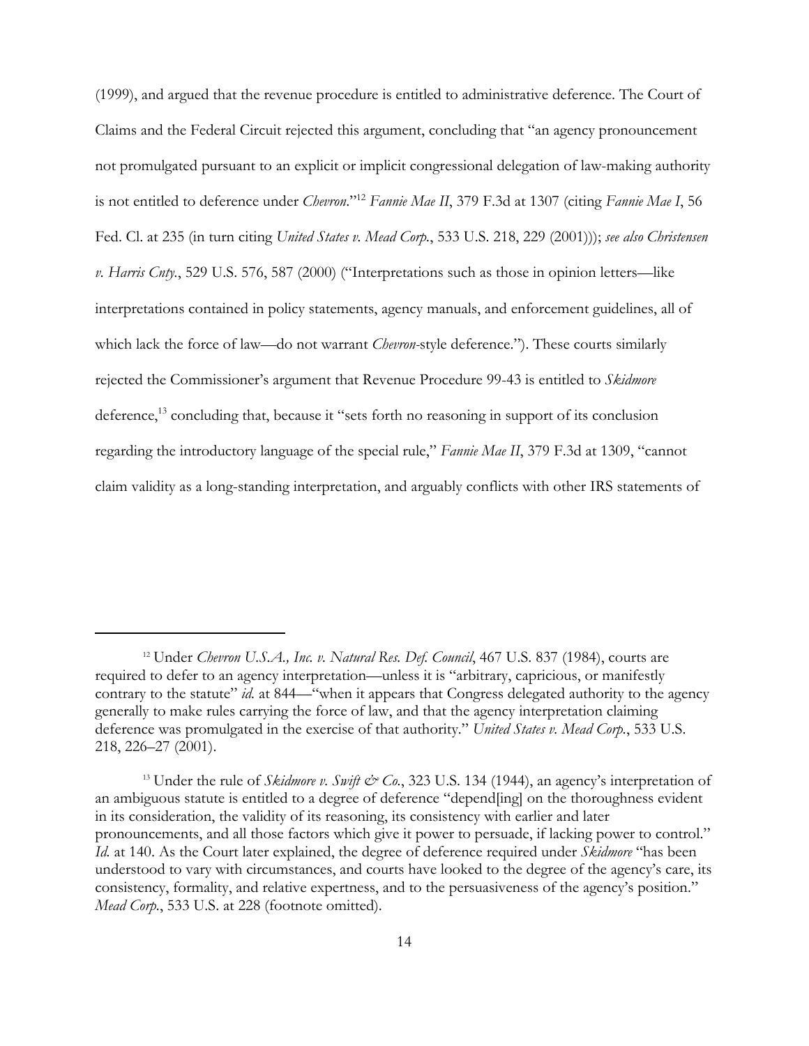(1999), and argued that the revenue procedure is entitled to administrative deference. The Court of Claims and the Federal Circuit rejected this argument, concluding that "an agency pronouncement not promulgated pursuant to an explicit or implicit congressional delegation of law-making authority is not entitled to deference under *Chevron*."[12] *Fannie Mae II*, 379 F.3d at 1307 (citing *Fannie Mae I*, 56 Fed. Cl. at 235 (in turn citing *United States v. Mead Corp.*, 533 U.S. 218, 229 (2001))); *see also Christensen v. Harris Cnty.*, 529 U.S. 576, 587 (2000) ("Interpretations such as those in opinion letters—like interpretations contained in policy statements, agency manuals, and enforcement guidelines, all of which lack the force of law—do not warrant *Chevron*-style deference."). These courts similarly rejected the Commissioner's argument that Revenue Procedure 99-43 is entitled to *Skidmore* deference,[13] concluding that, because it "sets forth no reasoning in support of its conclusion regarding the introductory language of the special rule," *Fannie Mae II*, 379 F.3d at 1309, "cannot claim validity as a long-standing interpretation, and arguably conflicts with other IRS statements of

---

[12] Under *Chevron U.S.A., Inc. v. Natural Res. Def. Council*, 467 U.S. 837 (1984), courts are required to defer to an agency interpretation—unless it is "arbitrary, capricious, or manifestly contrary to the statute" *id.* at 844—"when it appears that Congress delegated authority to the agency generally to make rules carrying the force of law, and that the agency interpretation claiming deference was promulgated in the exercise of that authority." *United States v. Mead Corp.*, 533 U.S. 218, 226–27 (2001).

[13] Under the rule of *Skidmore v. Swift & Co.*, 323 U.S. 134 (1944), an agency's interpretation of an ambiguous statute is entitled to a degree of deference "depend[ing] on the thoroughness evident in its consideration, the validity of its reasoning, its consistency with earlier and later pronouncements, and all those factors which give it power to persuade, if lacking power to control." *Id.* at 140. As the Court later explained, the degree of deference required under *Skidmore* "has been understood to vary with circumstances, and courts have looked to the degree of the agency's care, its consistency, formality, and relative expertness, and to the persuasiveness of the agency's position." *Mead Corp.*, 533 U.S. at 228 (footnote omitted).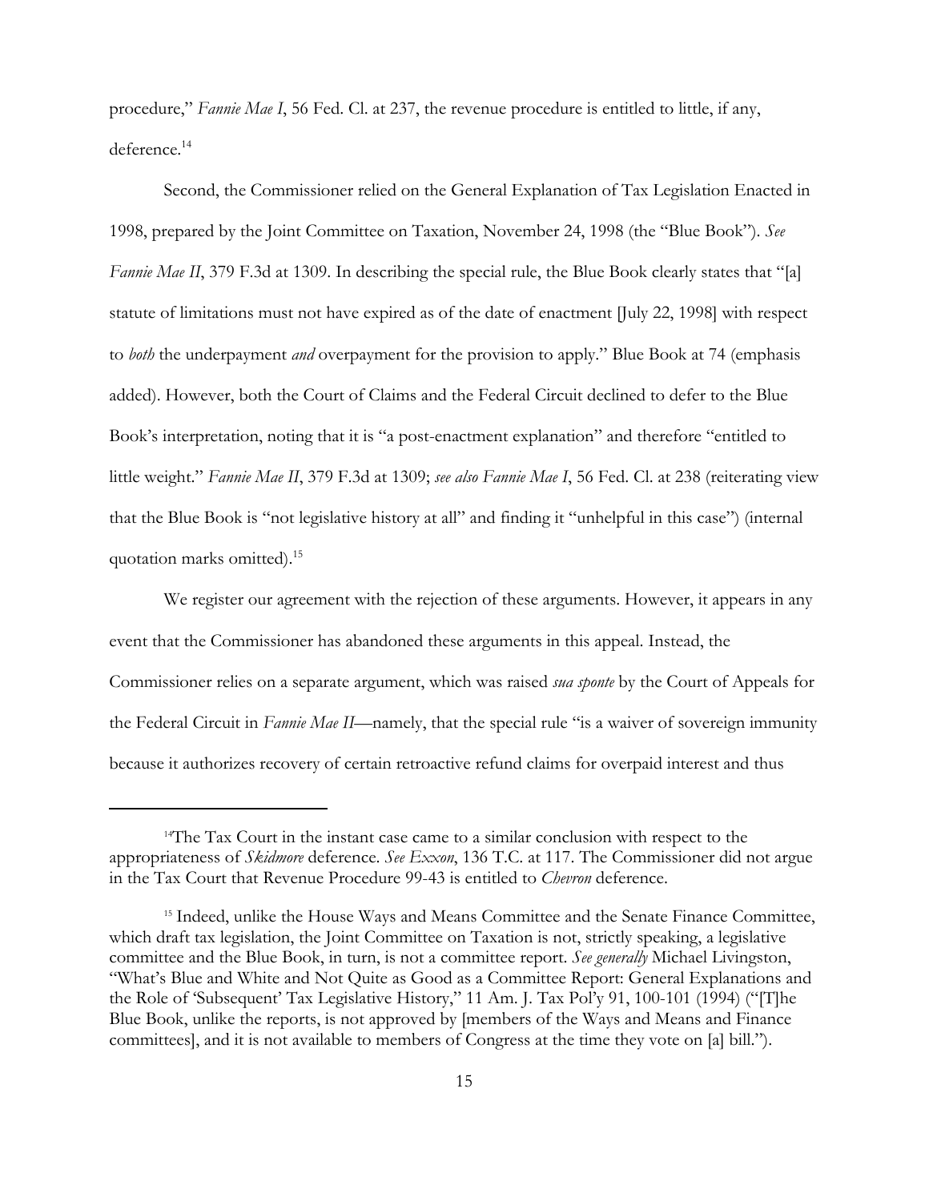procedure," *Fannie Mae I*, 56 Fed. Cl. at 237, the revenue procedure is entitled to little, if any, deference.[14]

Second, the Commissioner relied on the General Explanation of Tax Legislation Enacted in 1998, prepared by the Joint Committee on Taxation, November 24, 1998 (the "Blue Book"). *See Fannie Mae II*, 379 F.3d at 1309. In describing the special rule, the Blue Book clearly states that "[a] statute of limitations must not have expired as of the date of enactment [July 22, 1998] with respect to *both* the underpayment *and* overpayment for the provision to apply." Blue Book at 74 (emphasis added). However, both the Court of Claims and the Federal Circuit declined to defer to the Blue Book's interpretation, noting that it is "a post-enactment explanation" and therefore "entitled to little weight." *Fannie Mae II*, 379 F.3d at 1309; *see also Fannie Mae I*, 56 Fed. Cl. at 238 (reiterating view that the Blue Book is "not legislative history at all" and finding it "unhelpful in this case") (internal quotation marks omitted).[15]

We register our agreement with the rejection of these arguments. However, it appears in any event that the Commissioner has abandoned these arguments in this appeal. Instead, the Commissioner relies on a separate argument, which was raised *sua sponte* by the Court of Appeals for the Federal Circuit in *Fannie Mae II*—namely, that the special rule "is a waiver of sovereign immunity because it authorizes recovery of certain retroactive refund claims for overpaid interest and thus

---

[14] The Tax Court in the instant case came to a similar conclusion with respect to the appropriateness of *Skidmore* deference. *See Exxon*, 136 T.C. at 117. The Commissioner did not argue in the Tax Court that Revenue Procedure 99-43 is entitled to *Chevron* deference.

[15] Indeed, unlike the House Ways and Means Committee and the Senate Finance Committee, which draft tax legislation, the Joint Committee on Taxation is not, strictly speaking, a legislative committee and the Blue Book, in turn, is not a committee report. *See generally* Michael Livingston, "What's Blue and White and Not Quite as Good as a Committee Report: General Explanations and the Role of 'Subsequent' Tax Legislative History," 11 Am. J. Tax Pol'y 91, 100-101 (1994) ("[T]he Blue Book, unlike the reports, is not approved by [members of the Ways and Means and Finance committees], and it is not available to members of Congress at the time they vote on [a] bill.").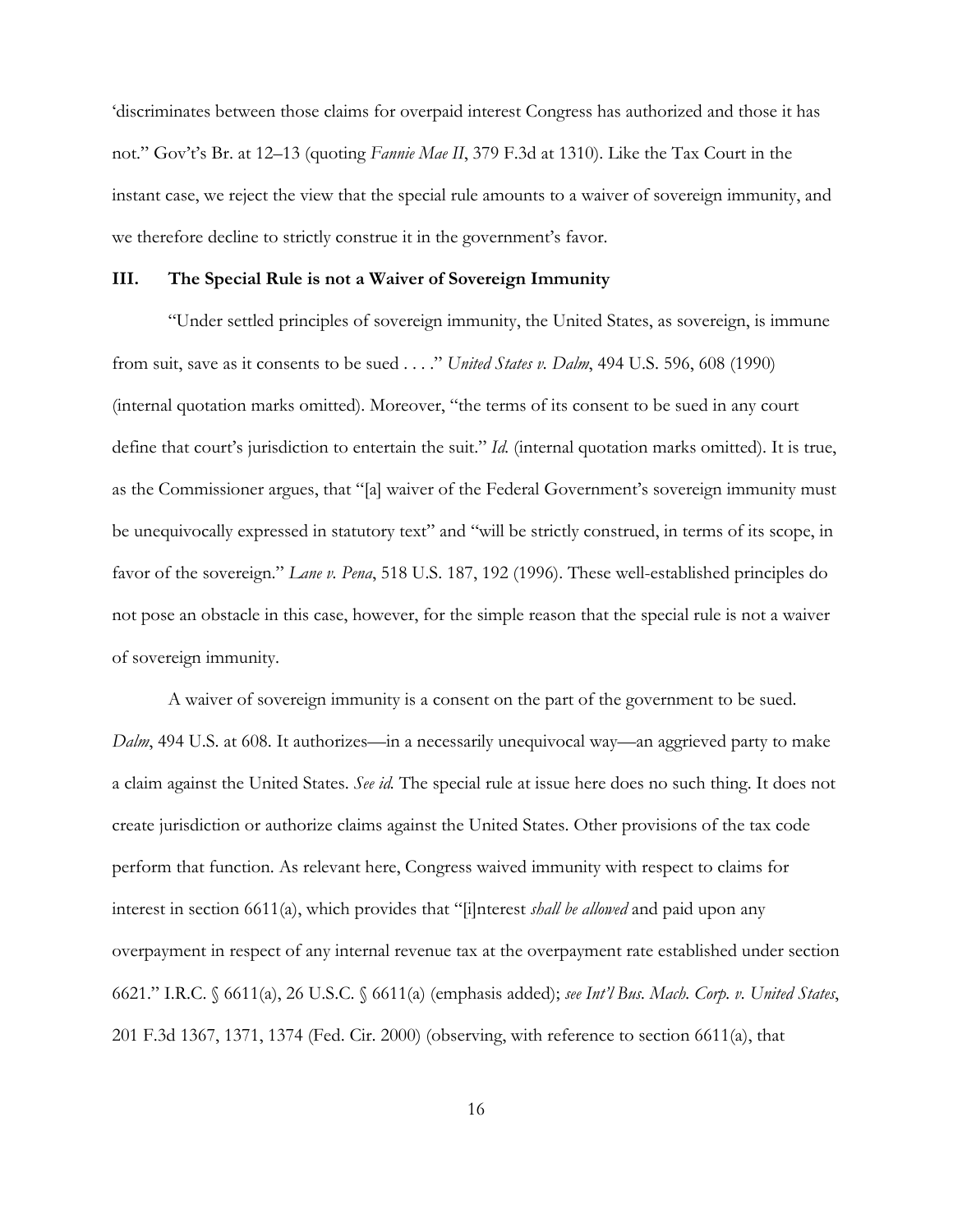'discriminates between those claims for overpaid interest Congress has authorized and those it has not." Gov't's Br. at 12–13 (quoting *Fannie Mae II*, 379 F.3d at 1310). Like the Tax Court in the instant case, we reject the view that the special rule amounts to a waiver of sovereign immunity, and we therefore decline to strictly construe it in the government's favor.

## III. The Special Rule is not a Waiver of Sovereign Immunity

"Under settled principles of sovereign immunity, the United States, as sovereign, is immune from suit, save as it consents to be sued . . . ." *United States v. Dalm*, 494 U.S. 596, 608 (1990) (internal quotation marks omitted). Moreover, "the terms of its consent to be sued in any court define that court's jurisdiction to entertain the suit." *Id.* (internal quotation marks omitted). It is true, as the Commissioner argues, that "[a] waiver of the Federal Government's sovereign immunity must be unequivocally expressed in statutory text" and "will be strictly construed, in terms of its scope, in favor of the sovereign." *Lane v. Pena*, 518 U.S. 187, 192 (1996). These well-established principles do not pose an obstacle in this case, however, for the simple reason that the special rule is not a waiver of sovereign immunity.

A waiver of sovereign immunity is a consent on the part of the government to be sued. *Dalm*, 494 U.S. at 608. It authorizes—in a necessarily unequivocal way—an aggrieved party to make a claim against the United States. *See id.* The special rule at issue here does no such thing. It does not create jurisdiction or authorize claims against the United States. Other provisions of the tax code perform that function. As relevant here, Congress waived immunity with respect to claims for interest in section 6611(a), which provides that "[i]nterest *shall be allowed* and paid upon any overpayment in respect of any internal revenue tax at the overpayment rate established under section 6621." I.R.C. § 6611(a), 26 U.S.C. § 6611(a) (emphasis added); *see Int'l Bus. Mach. Corp. v. United States*, 201 F.3d 1367, 1371, 1374 (Fed. Cir. 2000) (observing, with reference to section 6611(a), that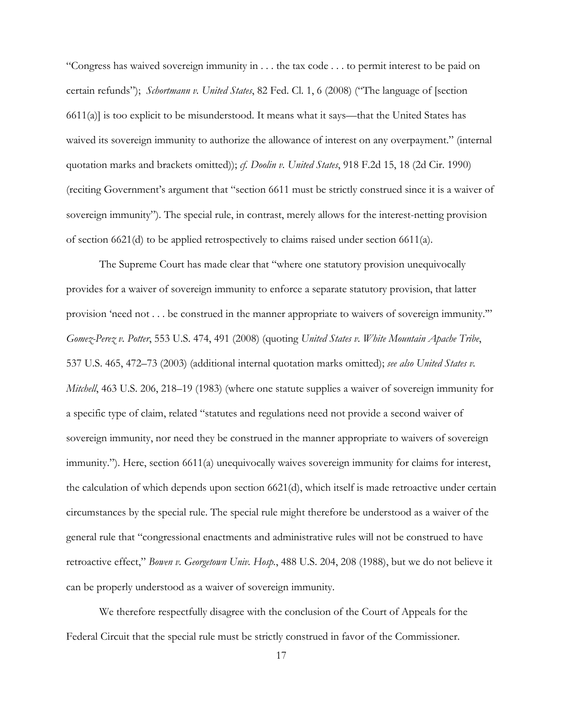"Congress has waived sovereign immunity in . . . the tax code . . . to permit interest to be paid on certain refunds"); *Schortmann v. United States*, 82 Fed. Cl. 1, 6 (2008) ("The language of [section 6611(a)] is too explicit to be misunderstood. It means what it says—that the United States has waived its sovereign immunity to authorize the allowance of interest on any overpayment." (internal quotation marks and brackets omitted)); *cf. Doolin v. United States*, 918 F.2d 15, 18 (2d Cir. 1990) (reciting Government's argument that "section 6611 must be strictly construed since it is a waiver of sovereign immunity"). The special rule, in contrast, merely allows for the interest-netting provision of section 6621(d) to be applied retrospectively to claims raised under section 6611(a).

The Supreme Court has made clear that "where one statutory provision unequivocally provides for a waiver of sovereign immunity to enforce a separate statutory provision, that latter provision 'need not . . . be construed in the manner appropriate to waivers of sovereign immunity.'" *Gomez-Perez v. Potter*, 553 U.S. 474, 491 (2008) (quoting *United States v. White Mountain Apache Tribe*, 537 U.S. 465, 472–73 (2003) (additional internal quotation marks omitted); *see also United States v. Mitchell*, 463 U.S. 206, 218–19 (1983) (where one statute supplies a waiver of sovereign immunity for a specific type of claim, related "statutes and regulations need not provide a second waiver of sovereign immunity, nor need they be construed in the manner appropriate to waivers of sovereign immunity."). Here, section 6611(a) unequivocally waives sovereign immunity for claims for interest, the calculation of which depends upon section 6621(d), which itself is made retroactive under certain circumstances by the special rule. The special rule might therefore be understood as a waiver of the general rule that "congressional enactments and administrative rules will not be construed to have retroactive effect," *Bowen v. Georgetown Univ. Hosp.*, 488 U.S. 204, 208 (1988), but we do not believe it can be properly understood as a waiver of sovereign immunity.

We therefore respectfully disagree with the conclusion of the Court of Appeals for the Federal Circuit that the special rule must be strictly construed in favor of the Commissioner.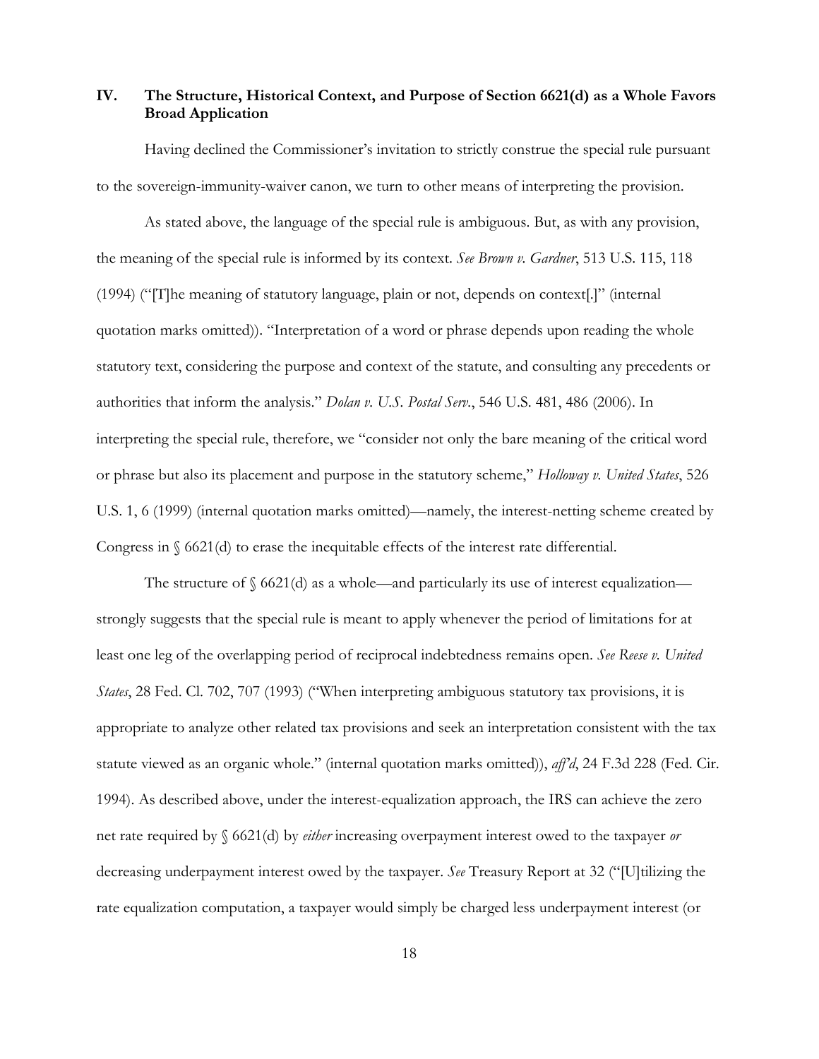## IV. The Structure, Historical Context, and Purpose of Section 6621(d) as a Whole Favors Broad Application

Having declined the Commissioner's invitation to strictly construe the special rule pursuant to the sovereign-immunity-waiver canon, we turn to other means of interpreting the provision.

As stated above, the language of the special rule is ambiguous. But, as with any provision, the meaning of the special rule is informed by its context. *See Brown v. Gardner*, 513 U.S. 115, 118 (1994) ("[T]he meaning of statutory language, plain or not, depends on context[.]" (internal quotation marks omitted)). "Interpretation of a word or phrase depends upon reading the whole statutory text, considering the purpose and context of the statute, and consulting any precedents or authorities that inform the analysis." *Dolan v. U.S. Postal Serv.*, 546 U.S. 481, 486 (2006). In interpreting the special rule, therefore, we "consider not only the bare meaning of the critical word or phrase but also its placement and purpose in the statutory scheme," *Holloway v. United States*, 526 U.S. 1, 6 (1999) (internal quotation marks omitted)—namely, the interest-netting scheme created by Congress in § 6621(d) to erase the inequitable effects of the interest rate differential.

The structure of § 6621(d) as a whole—and particularly its use of interest equalization—strongly suggests that the special rule is meant to apply whenever the period of limitations for at least one leg of the overlapping period of reciprocal indebtedness remains open. *See Reese v. United States*, 28 Fed. Cl. 702, 707 (1993) ("When interpreting ambiguous statutory tax provisions, it is appropriate to analyze other related tax provisions and seek an interpretation consistent with the tax statute viewed as an organic whole." (internal quotation marks omitted)), *aff'd*, 24 F.3d 228 (Fed. Cir. 1994). As described above, under the interest-equalization approach, the IRS can achieve the zero net rate required by § 6621(d) by *either* increasing overpayment interest owed to the taxpayer *or* decreasing underpayment interest owed by the taxpayer. *See* Treasury Report at 32 ("[U]tilizing the rate equalization computation, a taxpayer would simply be charged less underpayment interest (or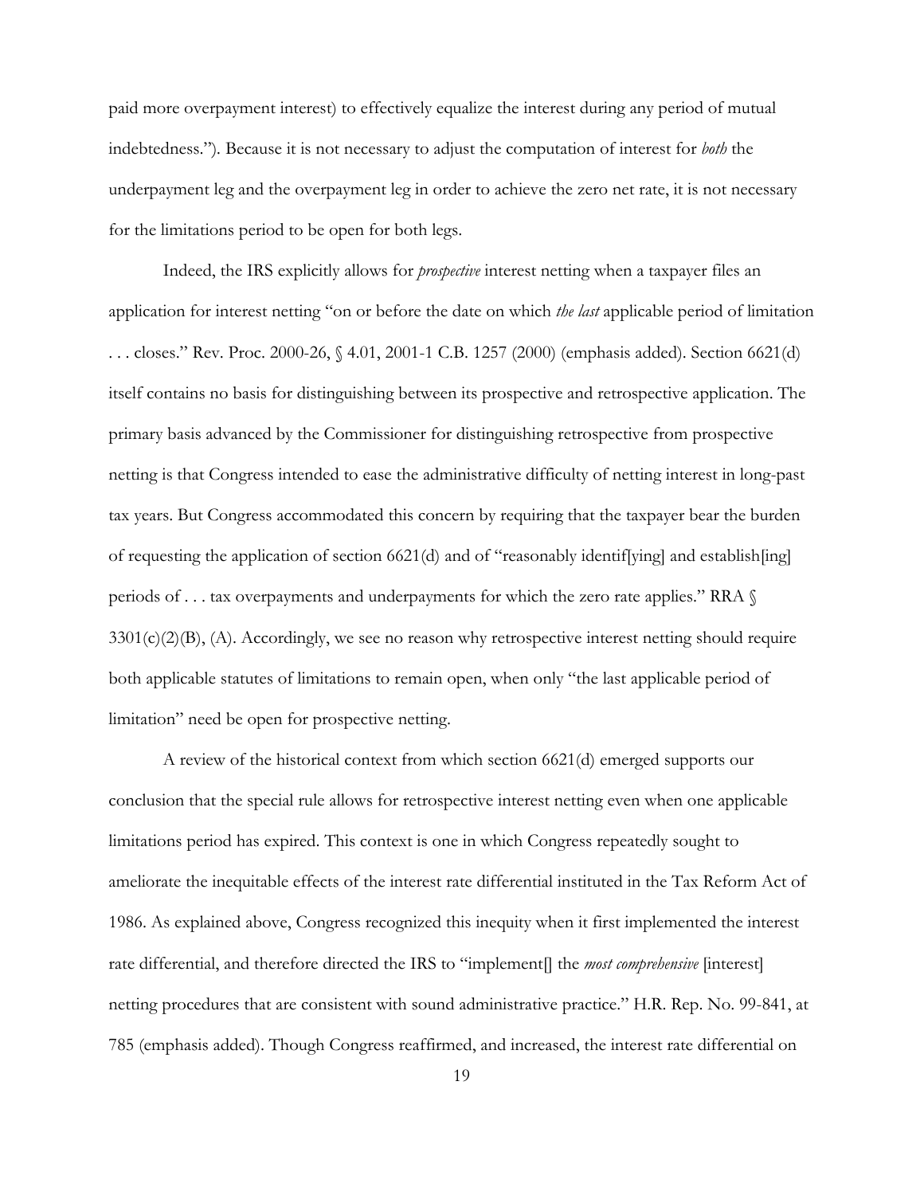paid more overpayment interest) to effectively equalize the interest during any period of mutual indebtedness."). Because it is not necessary to adjust the computation of interest for *both* the underpayment leg and the overpayment leg in order to achieve the zero net rate, it is not necessary for the limitations period to be open for both legs.

Indeed, the IRS explicitly allows for *prospective* interest netting when a taxpayer files an application for interest netting "on or before the date on which *the last* applicable period of limitation . . . closes." Rev. Proc. 2000-26, § 4.01, 2001-1 C.B. 1257 (2000) (emphasis added). Section 6621(d) itself contains no basis for distinguishing between its prospective and retrospective application. The primary basis advanced by the Commissioner for distinguishing retrospective from prospective netting is that Congress intended to ease the administrative difficulty of netting interest in long-past tax years. But Congress accommodated this concern by requiring that the taxpayer bear the burden of requesting the application of section 6621(d) and of "reasonably identif[ying] and establish[ing] periods of . . . tax overpayments and underpayments for which the zero rate applies." RRA § 3301(c)(2)(B), (A). Accordingly, we see no reason why retrospective interest netting should require both applicable statutes of limitations to remain open, when only "the last applicable period of limitation" need be open for prospective netting.

A review of the historical context from which section 6621(d) emerged supports our conclusion that the special rule allows for retrospective interest netting even when one applicable limitations period has expired. This context is one in which Congress repeatedly sought to ameliorate the inequitable effects of the interest rate differential instituted in the Tax Reform Act of 1986. As explained above, Congress recognized this inequity when it first implemented the interest rate differential, and therefore directed the IRS to "implement[] the *most comprehensive* [interest] netting procedures that are consistent with sound administrative practice." H.R. Rep. No. 99-841, at 785 (emphasis added). Though Congress reaffirmed, and increased, the interest rate differential on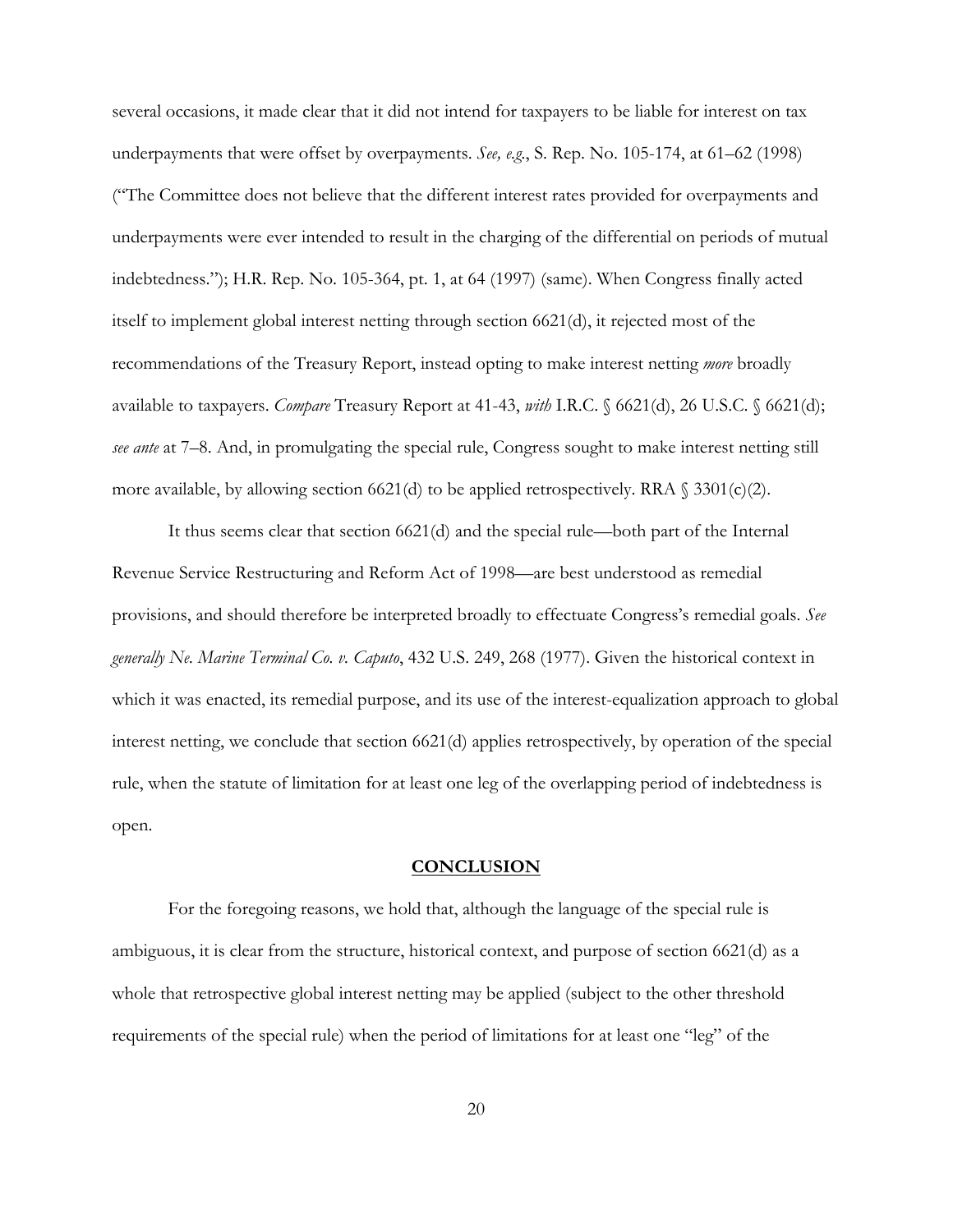several occasions, it made clear that it did not intend for taxpayers to be liable for interest on tax underpayments that were offset by overpayments. *See, e.g.*, S. Rep. No. 105-174, at 61–62 (1998) ("The Committee does not believe that the different interest rates provided for overpayments and underpayments were ever intended to result in the charging of the differential on periods of mutual indebtedness."); H.R. Rep. No. 105-364, pt. 1, at 64 (1997) (same). When Congress finally acted itself to implement global interest netting through section 6621(d), it rejected most of the recommendations of the Treasury Report, instead opting to make interest netting *more* broadly available to taxpayers. *Compare* Treasury Report at 41-43, *with* I.R.C. § 6621(d), 26 U.S.C. § 6621(d); *see ante* at 7–8. And, in promulgating the special rule, Congress sought to make interest netting still more available, by allowing section 6621(d) to be applied retrospectively. RRA § 3301(c)(2).

It thus seems clear that section 6621(d) and the special rule—both part of the Internal Revenue Service Restructuring and Reform Act of 1998—are best understood as remedial provisions, and should therefore be interpreted broadly to effectuate Congress's remedial goals. *See generally Ne. Marine Terminal Co. v. Caputo*, 432 U.S. 249, 268 (1977). Given the historical context in which it was enacted, its remedial purpose, and its use of the interest-equalization approach to global interest netting, we conclude that section 6621(d) applies retrospectively, by operation of the special rule, when the statute of limitation for at least one leg of the overlapping period of indebtedness is open.

## CONCLUSION

For the foregoing reasons, we hold that, although the language of the special rule is ambiguous, it is clear from the structure, historical context, and purpose of section 6621(d) as a whole that retrospective global interest netting may be applied (subject to the other threshold requirements of the special rule) when the period of limitations for at least one "leg" of the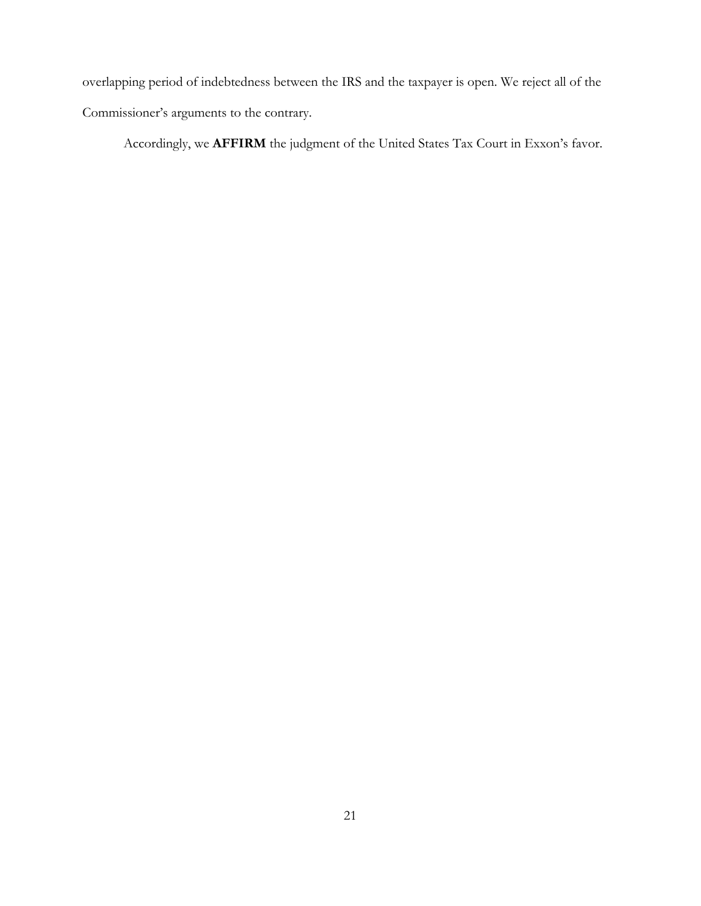overlapping period of indebtedness between the IRS and the taxpayer is open. We reject all of the Commissioner's arguments to the contrary.

Accordingly, we **AFFIRM** the judgment of the United States Tax Court in Exxon's favor.